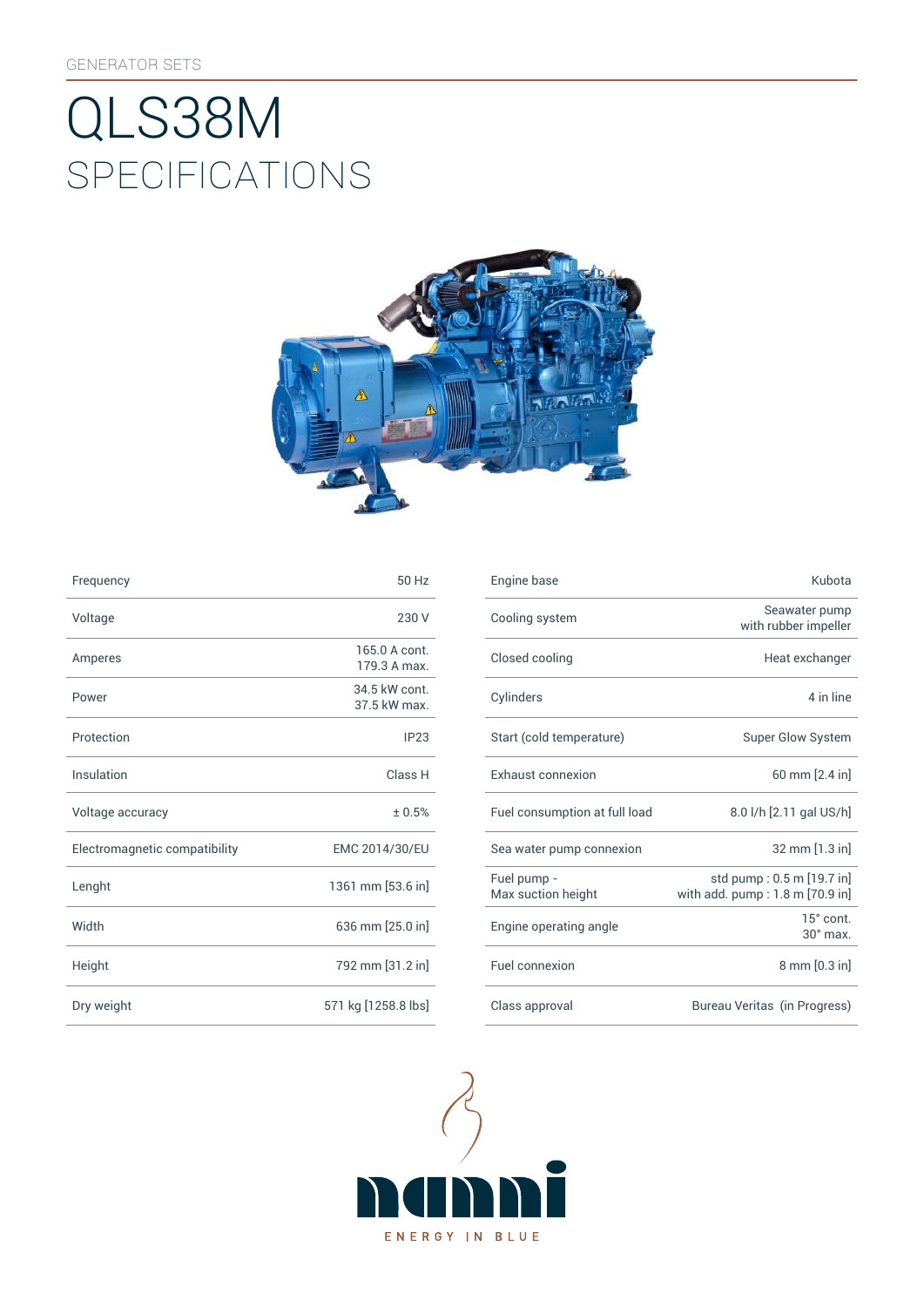GENERATOR SETS

# QLS38M
## SPECIFICATIONS

| | |
|---|---|
| Frequency | 50 Hz |
| Voltage | 230 V |
| Amperes | 165.0 A cont.<br>179.3 A max. |
| Power | 34.5 kW cont.<br>37.5 kW max. |
| Protection | IP23 |
| Insulation | Class H |
| Voltage accuracy | ± 0.5% |
| Electromagnetic compatibility | EMC 2014/30/EU |
| Lenght | 1361 mm [53.6 in] |
| Width | 636 mm [25.0 in] |
| Height | 792 mm [31.2 in] |
| Dry weight | 571 kg [1258.8 lbs] |

| | |
|---|---|
| Engine base | Kubota |
| Cooling system | Seawater pump<br>with rubber impeller |
| Closed cooling | Heat exchanger |
| Cylinders | 4 in line |
| Start (cold temperature) | Super Glow System |
| Exhaust connexion | 60 mm [2.4 in] |
| Fuel consumption at full load | 8.0 l/h [2.11 gal US/h] |
| Sea water pump connexion | 32 mm [1.3 in] |
| Fuel pump -<br>Max suction height | std pump : 0.5 m [19.7 in]<br>with add. pump : 1.8 m [70.9 in] |
| Engine operating angle | 15° cont.<br>30° max. |
| Fuel connexion | 8 mm [0.3 in] |
| Class approval | Bureau Veritas (in Progress) |

nanni

ENERGY IN BLUE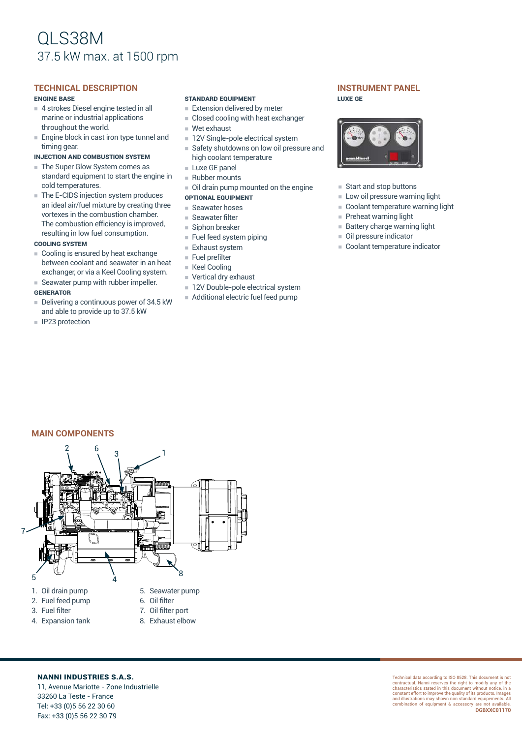# QLS38M

37.5 kW max. at 1500 rpm

## TECHNICAL DESCRIPTION

### ENGINE BASE

- 4 strokes Diesel engine tested in all marine or industrial applications throughout the world.
- Engine block in cast iron type tunnel and timing gear.

### INJECTION AND COMBUSTION SYSTEM

- The Super Glow System comes as standard equipment to start the engine in cold temperatures.
- The E-CIDS injection system produces an ideal air/fuel mixture by creating three vortexes in the combustion chamber. The combustion efficiency is improved, resulting in low fuel consumption.

### COOLING SYSTEM

- Cooling is ensured by heat exchange between coolant and seawater in an heat exchanger, or via a Keel Cooling system.
- Seawater pump with rubber impeller.

### GENERATOR

- Delivering a continuous power of 34.5 kW and able to provide up to 37.5 kW
- IP23 protection

### STANDARD EQUIPMENT

- Extension delivered by meter
- Closed cooling with heat exchanger
- Wet exhaust
- 12V Single-pole electrical system
- Safety shutdowns on low oil pressure and high coolant temperature
- Luxe GE panel
- Rubber mounts
- Oil drain pump mounted on the engine

### OPTIONAL EQUIPMENT

- Seawater hoses
- Seawater filter
- Siphon breaker
- Fuel feed system piping
- Exhaust system
- Fuel prefilter
- Keel Cooling
- Vertical dry exhaust
- 12V Double-pole electrical system
- Additional electric fuel feed pump

## INSTRUMENT PANEL

### LUXE GE

- Start and stop buttons
- Low oil pressure warning light
- Coolant temperature warning light
- Preheat warning light
- Battery charge warning light
- Oil pressure indicator
- Coolant temperature indicator

## MAIN COMPONENTS

1. Oil drain pump
2. Fuel feed pump
3. Fuel filter
4. Expansion tank
5. Seawater pump
6. Oil filter
7. Oil filter port
8. Exhaust elbow

**NANNI INDUSTRIES S.A.S.**
11, Avenue Mariotte - Zone Industrielle
33260 La Teste - France
Tel: +33 (0)5 56 22 30 60
Fax: +33 (0)5 56 22 30 79

Technical data according to ISO 8528. This document is not contractual. Nanni reserves the right to modify any of the characteristics stated in this document without notice, in a constant effort to improve the quality of its products. Images and illustrations may shown non standard equipements. All combination of equipment & accessory are not available.
DGBXXC01170